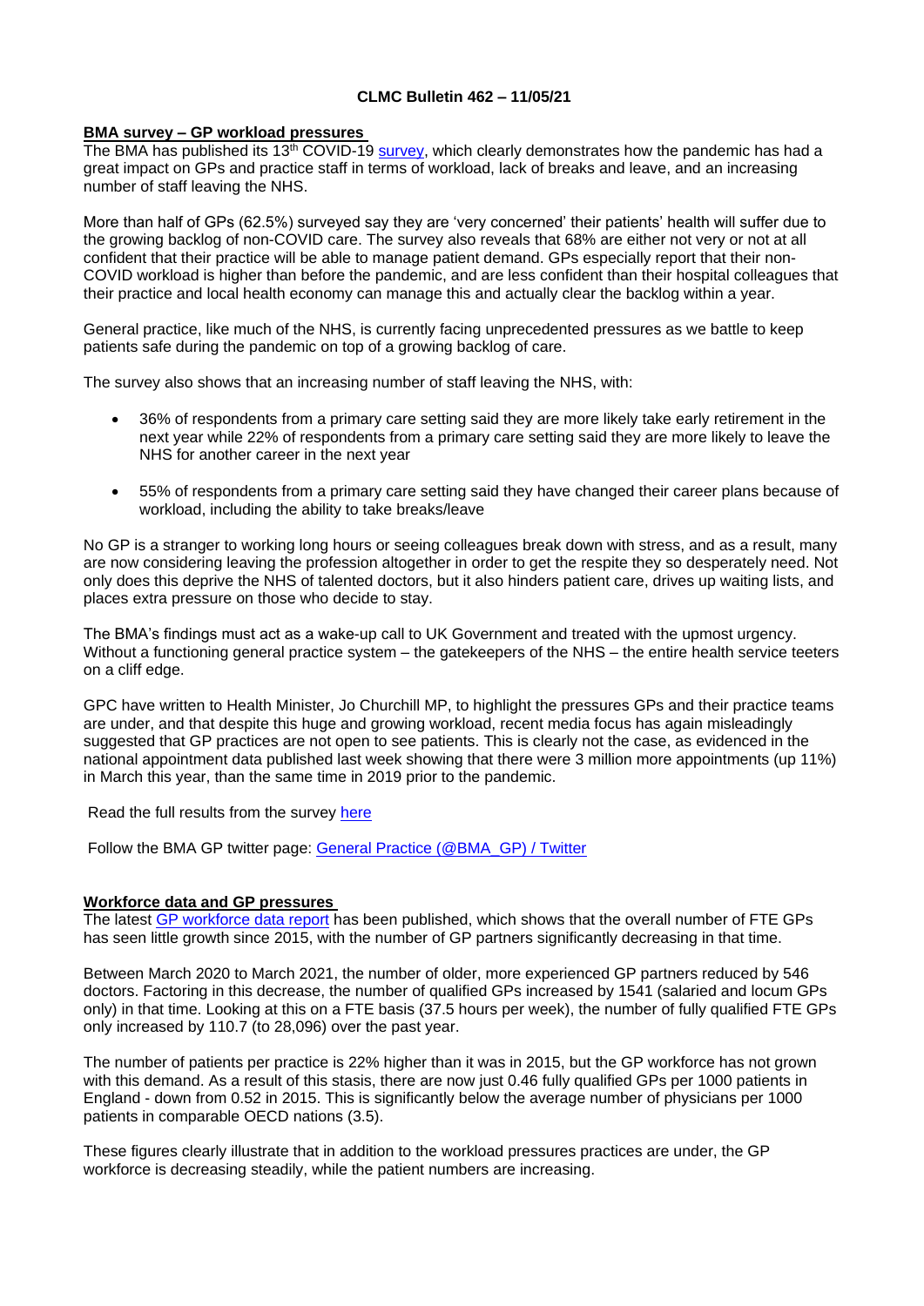**CLMC Bulletin 462 – 11/05/21**

**BMA survey – GP workload pressures**

The BMA has published its 13th COVID-19 survey, which clearly demonstrates how the pandemic has had a great impact on GPs and practice staff in terms of workload, lack of breaks and leave, and an increasing number of staff leaving the NHS.

More than half of GPs (62.5%) surveyed say they are 'very concerned' their patients' health will suffer due to the growing backlog of non-COVID care. The survey also reveals that 68% are either not very or not at all confident that their practice will be able to manage patient demand. GPs especially report that their non-COVID workload is higher than before the pandemic, and are less confident than their hospital colleagues that their practice and local health economy can manage this and actually clear the backlog within a year.

General practice, like much of the NHS, is currently facing unprecedented pressures as we battle to keep patients safe during the pandemic on top of a growing backlog of care.

The survey also shows that an increasing number of staff leaving the NHS, with:

- 36% of respondents from a primary care setting said they are more likely take early retirement in the next year while 22% of respondents from a primary care setting said they are more likely to leave the NHS for another career in the next year
- 55% of respondents from a primary care setting said they have changed their career plans because of workload, including the ability to take breaks/leave

No GP is a stranger to working long hours or seeing colleagues break down with stress, and as a result, many are now considering leaving the profession altogether in order to get the respite they so desperately need. Not only does this deprive the NHS of talented doctors, but it also hinders patient care, drives up waiting lists, and places extra pressure on those who decide to stay.

The BMA's findings must act as a wake-up call to UK Government and treated with the upmost urgency. Without a functioning general practice system – the gatekeepers of the NHS – the entire health service teeters on a cliff edge.

GPC have written to Health Minister, Jo Churchill MP, to highlight the pressures GPs and their practice teams are under, and that despite this huge and growing workload, recent media focus has again misleadingly suggested that GP practices are not open to see patients. This is clearly not the case, as evidenced in the national appointment data published last week showing that there were 3 million more appointments (up 11%) in March this year, than the same time in 2019 prior to the pandemic.

Read the full results from the survey here

Follow the BMA GP twitter page: General Practice (@BMA_GP) / Twitter

**Workforce data and GP pressures**

The latest GP workforce data report has been published, which shows that the overall number of FTE GPs has seen little growth since 2015, with the number of GP partners significantly decreasing in that time.

Between March 2020 to March 2021, the number of older, more experienced GP partners reduced by 546 doctors. Factoring in this decrease, the number of qualified GPs increased by 1541 (salaried and locum GPs only) in that time. Looking at this on a FTE basis (37.5 hours per week), the number of fully qualified FTE GPs only increased by 110.7 (to 28,096) over the past year.

The number of patients per practice is 22% higher than it was in 2015, but the GP workforce has not grown with this demand. As a result of this stasis, there are now just 0.46 fully qualified GPs per 1000 patients in England - down from 0.52 in 2015. This is significantly below the average number of physicians per 1000 patients in comparable OECD nations (3.5).

These figures clearly illustrate that in addition to the workload pressures practices are under, the GP workforce is decreasing steadily, while the patient numbers are increasing.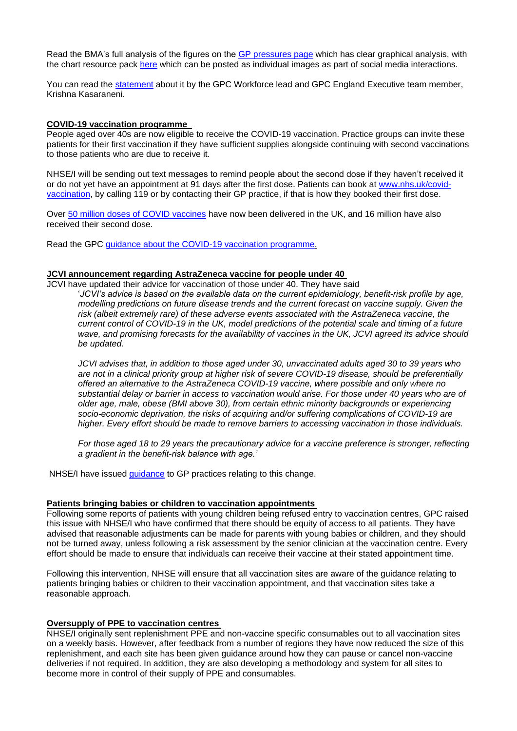Read the BMA's full analysis of the figures on the GP pressures page which has clear graphical analysis, with the chart resource pack here which can be posted as individual images as part of social media interactions.

You can read the statement about it by the GPC Workforce lead and GPC England Executive team member, Krishna Kasaraneni.

## COVID-19 vaccination programme

People aged over 40s are now eligible to receive the COVID-19 vaccination. Practice groups can invite these patients for their first vaccination if they have sufficient supplies alongside continuing with second vaccinations to those patients who are due to receive it.

NHSE/I will be sending out text messages to remind people about the second dose if they haven't received it or do not yet have an appointment at 91 days after the first dose. Patients can book at www.nhs.uk/covid-vaccination, by calling 119 or by contacting their GP practice, if that is how they booked their first dose.

Over 50 million doses of COVID vaccines have now been delivered in the UK, and 16 million have also received their second dose.

Read the GPC guidance about the COVID-19 vaccination programme.

## JCVI announcement regarding AstraZeneca vaccine for people under 40

JCVI have updated their advice for vaccination of those under 40. They have said

> '*JCVI's advice is based on the available data on the current epidemiology, benefit-risk profile by age, modelling predictions on future disease trends and the current forecast on vaccine supply. Given the risk (albeit extremely rare) of these adverse events associated with the AstraZeneca vaccine, the current control of COVID-19 in the UK, model predictions of the potential scale and timing of a future wave, and promising forecasts for the availability of vaccines in the UK, JCVI agreed its advice should be updated.*
>
> *JCVI advises that, in addition to those aged under 30, unvaccinated adults aged 30 to 39 years who are not in a clinical priority group at higher risk of severe COVID-19 disease, should be preferentially offered an alternative to the AstraZeneca COVID-19 vaccine, where possible and only where no substantial delay or barrier in access to vaccination would arise. For those under 40 years who are of older age, male, obese (BMI above 30), from certain ethnic minority backgrounds or experiencing socio-economic deprivation, the risks of acquiring and/or suffering complications of COVID-19 are higher. Every effort should be made to remove barriers to accessing vaccination in those individuals.*
>
> *For those aged 18 to 29 years the precautionary advice for a vaccine preference is stronger, reflecting a gradient in the benefit-risk balance with age.*'

NHSE/I have issued guidance to GP practices relating to this change.

## Patients bringing babies or children to vaccination appointments

Following some reports of patients with young children being refused entry to vaccination centres, GPC raised this issue with NHSE/I who have confirmed that there should be equity of access to all patients. They have advised that reasonable adjustments can be made for parents with young babies or children, and they should not be turned away, unless following a risk assessment by the senior clinician at the vaccination centre. Every effort should be made to ensure that individuals can receive their vaccine at their stated appointment time.

Following this intervention, NHSE will ensure that all vaccination sites are aware of the guidance relating to patients bringing babies or children to their vaccination appointment, and that vaccination sites take a reasonable approach.

## Oversupply of PPE to vaccination centres

NHSE/I originally sent replenishment PPE and non-vaccine specific consumables out to all vaccination sites on a weekly basis. However, after feedback from a number of regions they have now reduced the size of this replenishment, and each site has been given guidance around how they can pause or cancel non-vaccine deliveries if not required. In addition, they are also developing a methodology and system for all sites to become more in control of their supply of PPE and consumables.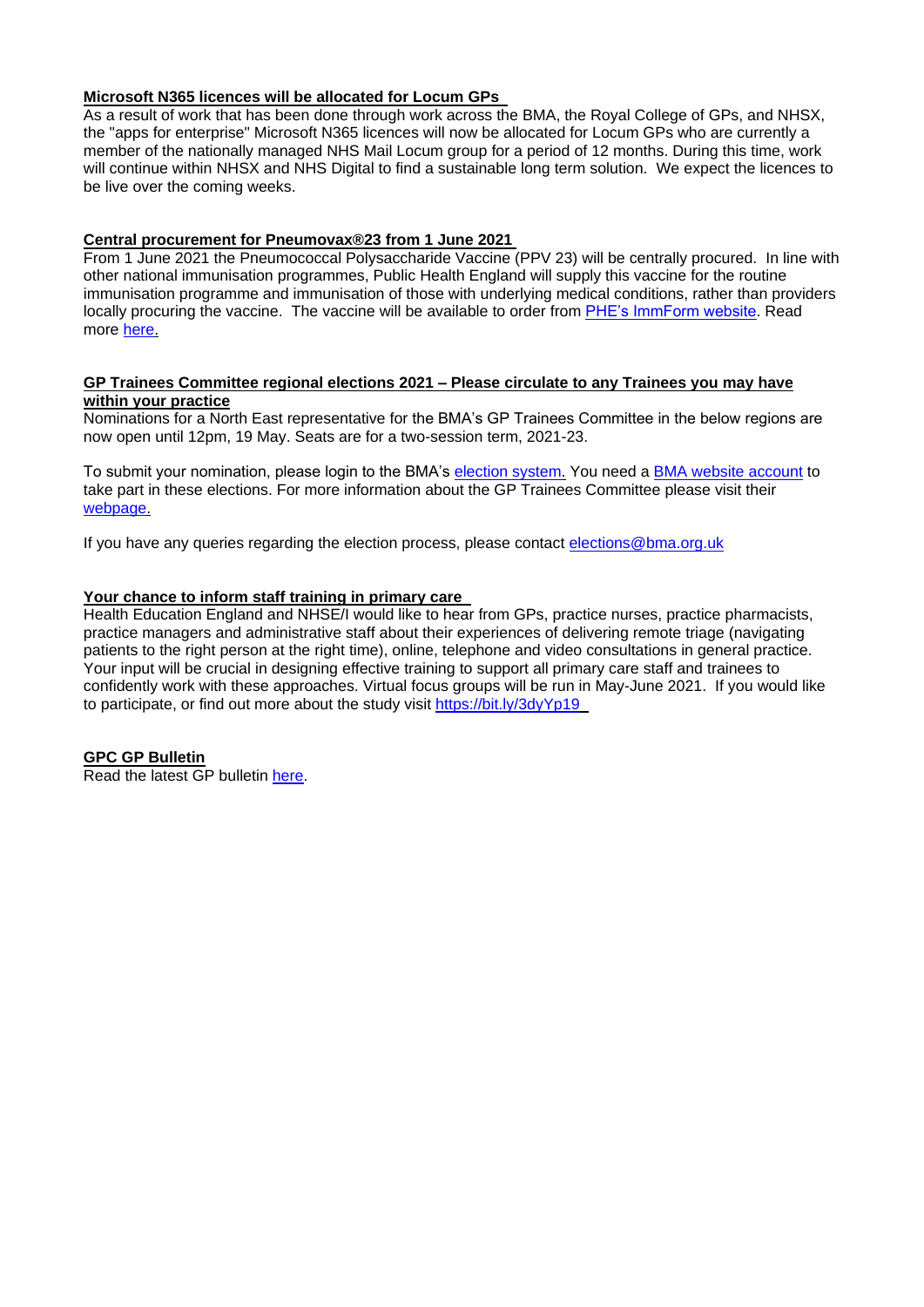**Microsoft N365 licences will be allocated for Locum GPs**

As a result of work that has been done through work across the BMA, the Royal College of GPs, and NHSX, the "apps for enterprise" Microsoft N365 licences will now be allocated for Locum GPs who are currently a member of the nationally managed NHS Mail Locum group for a period of 12 months. During this time, work will continue within NHSX and NHS Digital to find a sustainable long term solution. We expect the licences to be live over the coming weeks.

**Central procurement for Pneumovax®23 from 1 June 2021**

From 1 June 2021 the Pneumococcal Polysaccharide Vaccine (PPV 23) will be centrally procured. In line with other national immunisation programmes, Public Health England will supply this vaccine for the routine immunisation programme and immunisation of those with underlying medical conditions, rather than providers locally procuring the vaccine. The vaccine will be available to order from PHE's ImmForm website. Read more here.

**GP Trainees Committee regional elections 2021 – Please circulate to any Trainees you may have within your practice**

Nominations for a North East representative for the BMA's GP Trainees Committee in the below regions are now open until 12pm, 19 May. Seats are for a two-session term, 2021-23.

To submit your nomination, please login to the BMA's election system. You need a BMA website account to take part in these elections. For more information about the GP Trainees Committee please visit their webpage.

If you have any queries regarding the election process, please contact elections@bma.org.uk

**Your chance to inform staff training in primary care**

Health Education England and NHSE/I would like to hear from GPs, practice nurses, practice pharmacists, practice managers and administrative staff about their experiences of delivering remote triage (navigating patients to the right person at the right time), online, telephone and video consultations in general practice. Your input will be crucial in designing effective training to support all primary care staff and trainees to confidently work with these approaches. Virtual focus groups will be run in May-June 2021. If you would like to participate, or find out more about the study visit https://bit.ly/3dyYp19

**GPC GP Bulletin**

Read the latest GP bulletin here.